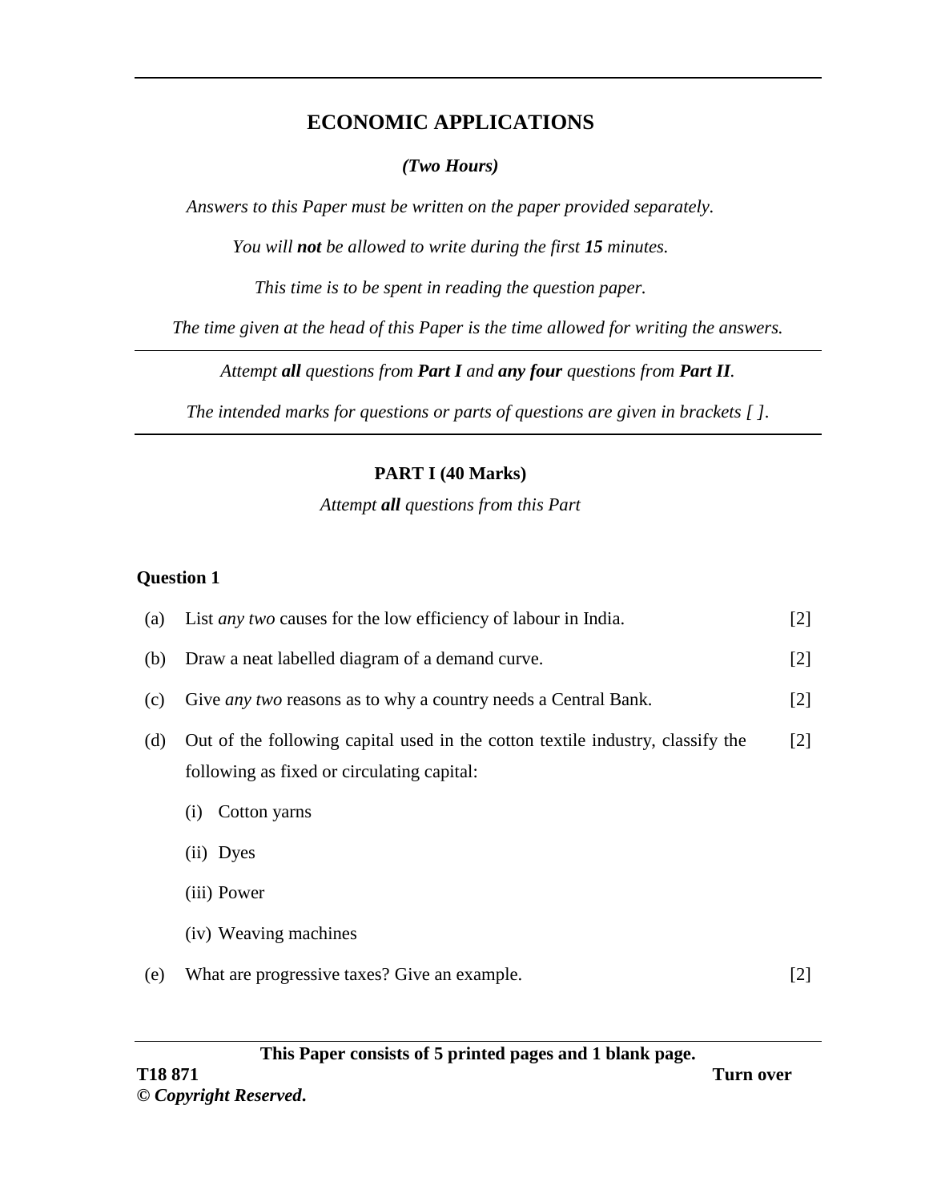# ECONOMIC APPLICATIONS

***(Two Hours)***

*Answers to this Paper must be written on the paper provided separately.*

*You will **not** be allowed to write during the first **15** minutes.*

*This time is to be spent in reading the question paper.*

*The time given at the head of this Paper is the time allowed for writing the answers.*

---

*Attempt **all** questions from **Part I** and **any four** questions from **Part II**.*

*The intended marks for questions or parts of questions are given in brackets [ ].*

---

## PART I (40 Marks)

*Attempt **all** questions from this Part*

### Question 1

(a) List *any two* causes for the low efficiency of labour in India. [2]

(b) Draw a neat labelled diagram of a demand curve. [2]

(c) Give *any two* reasons as to why a country needs a Central Bank. [2]

(d) Out of the following capital used in the cotton textile industry, classify the following as fixed or circulating capital: [2]

(i) Cotton yarns

(ii) Dyes

(iii) Power

(iv) Weaving machines

(e) What are progressive taxes? Give an example. [2]

---

**This Paper consists of 5 printed pages and 1 blank page.**

**T18 871** **Turn over**

**© *Copyright Reserved*.**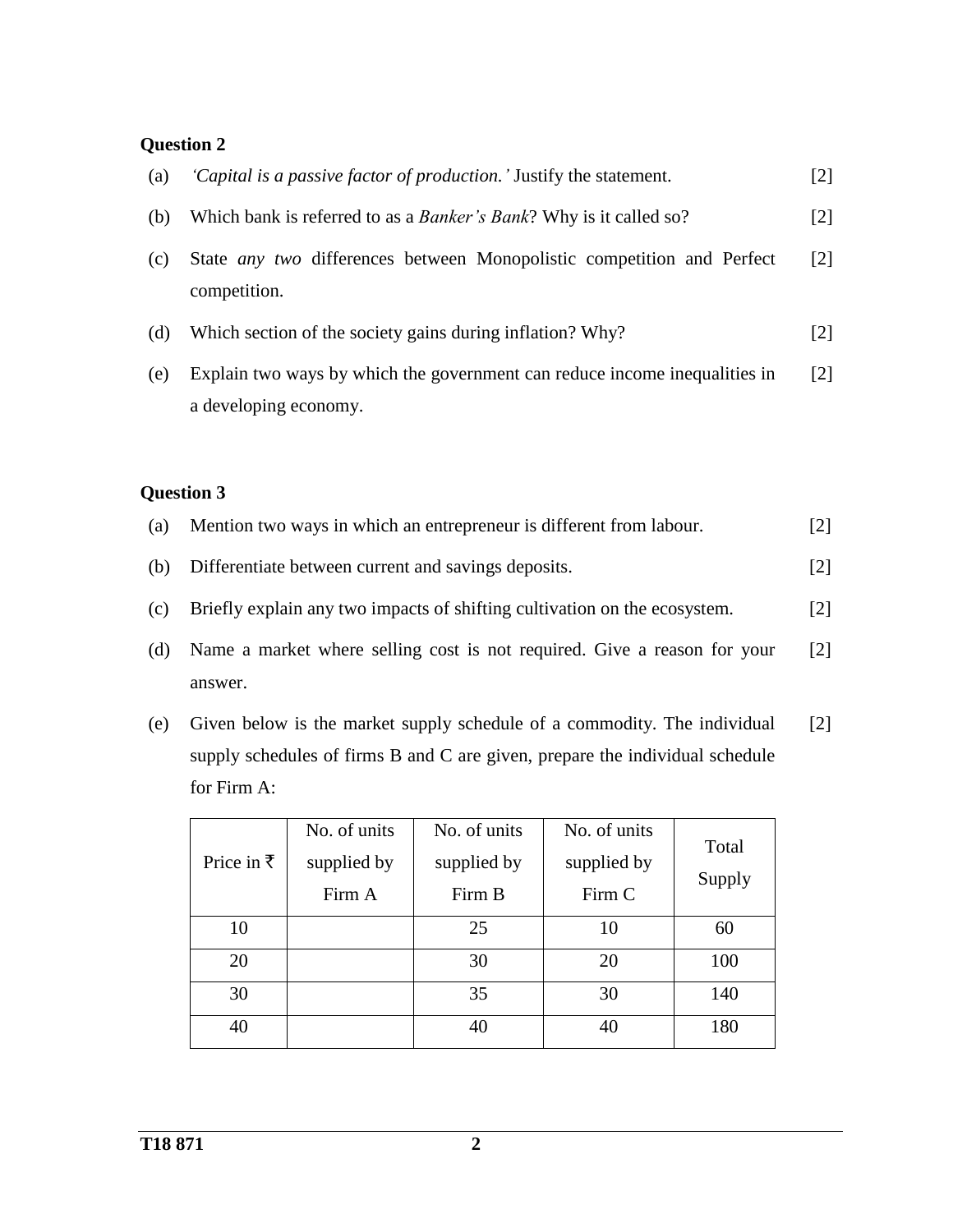**Question 2**

(a) *'Capital is a passive factor of production.'* Justify the statement. [2]

(b) Which bank is referred to as a *Banker's Bank*? Why is it called so? [2]

(c) State *any two* differences between Monopolistic competition and Perfect competition. [2]

(d) Which section of the society gains during inflation? Why? [2]

(e) Explain two ways by which the government can reduce income inequalities in a developing economy. [2]

**Question 3**

(a) Mention two ways in which an entrepreneur is different from labour. [2]

(b) Differentiate between current and savings deposits. [2]

(c) Briefly explain any two impacts of shifting cultivation on the ecosystem. [2]

(d) Name a market where selling cost is not required. Give a reason for your answer. [2]

(e) Given below is the market supply schedule of a commodity. The individual supply schedules of firms B and C are given, prepare the individual schedule for Firm A: [2]

| Price in ₹ | No. of units supplied by Firm A | No. of units supplied by Firm B | No. of units supplied by Firm C | Total Supply |
|---|---|---|---|---|
| 10 | | 25 | 10 | 60 |
| 20 | | 30 | 20 | 100 |
| 30 | | 35 | 30 | 140 |
| 40 | | 40 | 40 | 180 |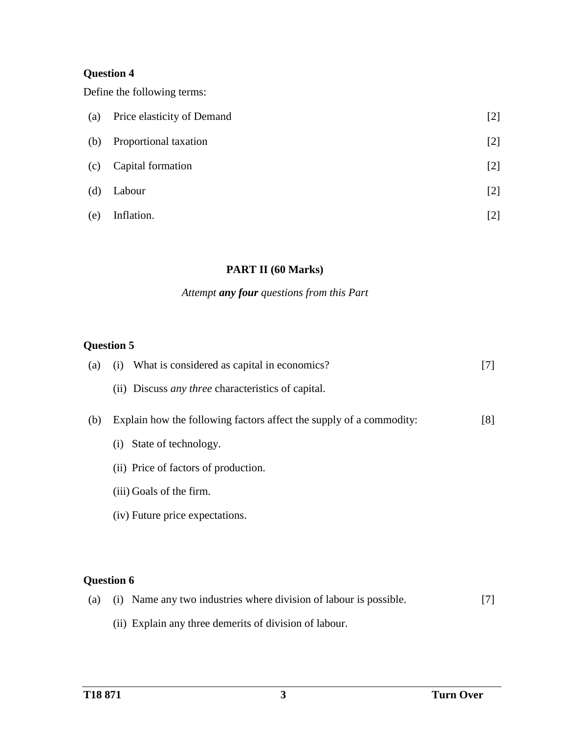**Question 4**

Define the following terms:

(a) Price elasticity of Demand [2]

(b) Proportional taxation [2]

(c) Capital formation [2]

(d) Labour [2]

(e) Inflation. [2]

## PART II (60 Marks)

*Attempt **any four** questions from this Part*

**Question 5**

(a) (i) What is considered as capital in economics? [7]

(ii) Discuss *any three* characteristics of capital.

(b) Explain how the following factors affect the supply of a commodity: [8]

(i) State of technology.

(ii) Price of factors of production.

(iii) Goals of the firm.

(iv) Future price expectations.

**Question 6**

(a) (i) Name any two industries where division of labour is possible. [7]

(ii) Explain any three demerits of division of labour.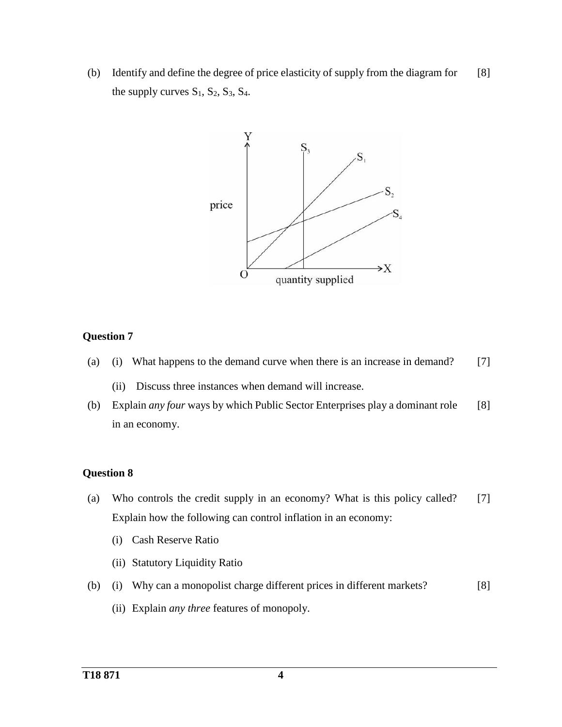(b) Identify and define the degree of price elasticity of supply from the diagram for the supply curves $S_1$, $S_2$, $S_3$, $S_4$. [8]

### Question 7

(a) (i) What happens to the demand curve when there is an increase in demand? [7]

(ii) Discuss three instances when demand will increase.

(b) Explain *any four* ways by which Public Sector Enterprises play a dominant role in an economy. [8]

### Question 8

(a) Who controls the credit supply in an economy? What is this policy called? Explain how the following can control inflation in an economy: [7]

(i) Cash Reserve Ratio

(ii) Statutory Liquidity Ratio

(b) (i) Why can a monopolist charge different prices in different markets? [8]

(ii) Explain *any three* features of monopoly.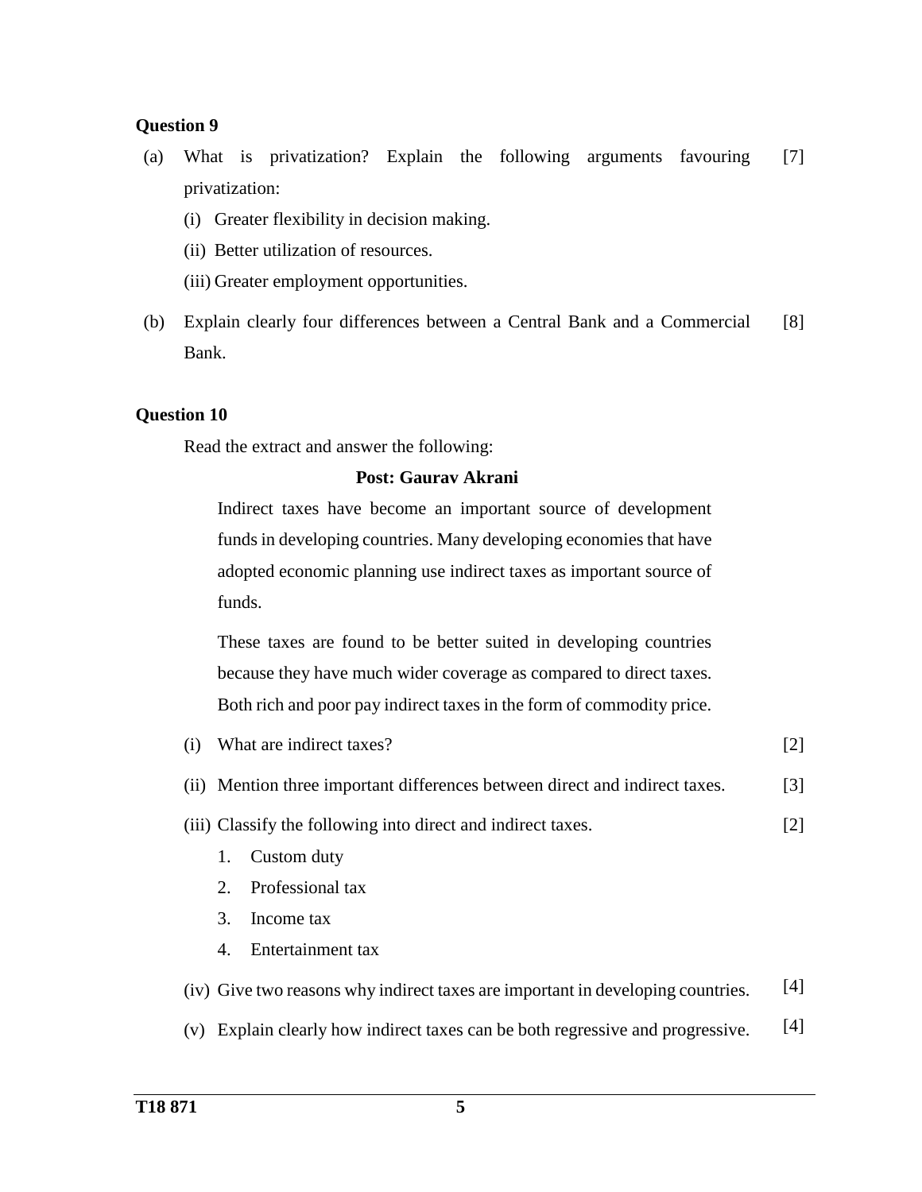**Question 9**

(a) What is privatization? Explain the following arguments favouring privatization: [7]

(i) Greater flexibility in decision making.

(ii) Better utilization of resources.

(iii) Greater employment opportunities.

(b) Explain clearly four differences between a Central Bank and a Commercial Bank. [8]

**Question 10**

Read the extract and answer the following:

**Post: Gaurav Akrani**

Indirect taxes have become an important source of development funds in developing countries. Many developing economies that have adopted economic planning use indirect taxes as important source of funds.

These taxes are found to be better suited in developing countries because they have much wider coverage as compared to direct taxes. Both rich and poor pay indirect taxes in the form of commodity price.

(i) What are indirect taxes? [2]

(ii) Mention three important differences between direct and indirect taxes. [3]

(iii) Classify the following into direct and indirect taxes. [2]

1. Custom duty
2. Professional tax
3. Income tax
4. Entertainment tax

(iv) Give two reasons why indirect taxes are important in developing countries. [4]

(v) Explain clearly how indirect taxes can be both regressive and progressive. [4]